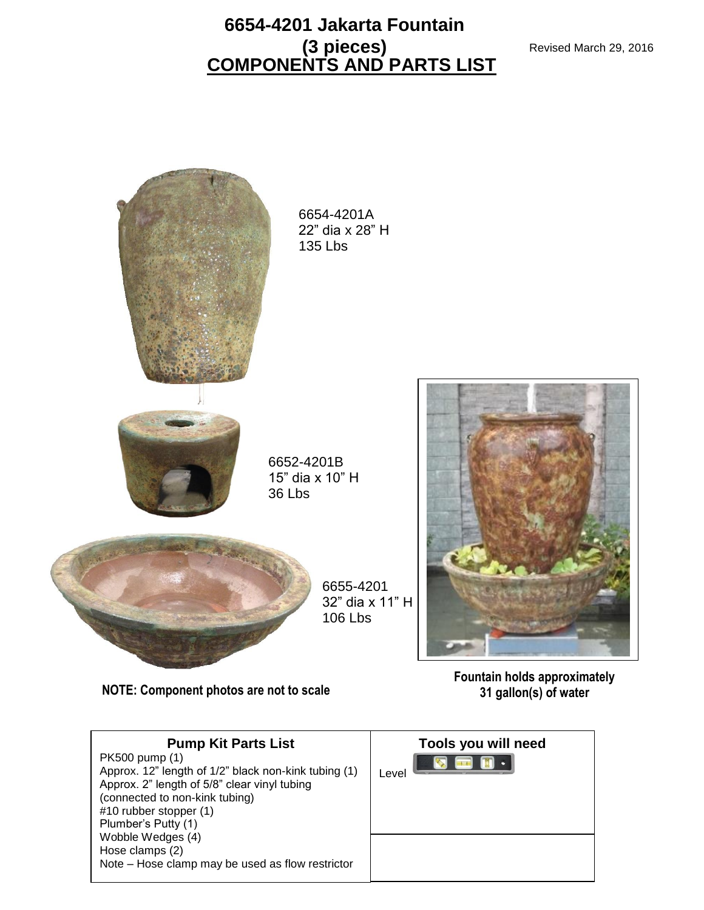# 6654-4201 Jakarta Fountain (3 pieces)

Revised March 29, 2016

## COMPONENTS AND PARTS LIST

6654-4201A
22" dia x 28" H
135 Lbs

6652-4201B
15" dia x 10" H
36 Lbs

6655-4201
32" dia x 11" H
106 Lbs

**NOTE: Component photos are not to scale**

**Fountain holds approximately 31 gallon(s) of water**

| Pump Kit Parts List | Tools you will need |
|---|---|
| PK500 pump (1)<br>Approx. 12" length of 1/2" black non-kink tubing (1)<br>Approx. 2" length of 5/8" clear vinyl tubing (connected to non-kink tubing)<br>#10 rubber stopper (1)<br>Plumber's Putty (1)<br>Wobble Wedges (4)<br>Hose clamps (2)<br>Note – Hose clamp may be used as flow restrictor | Level |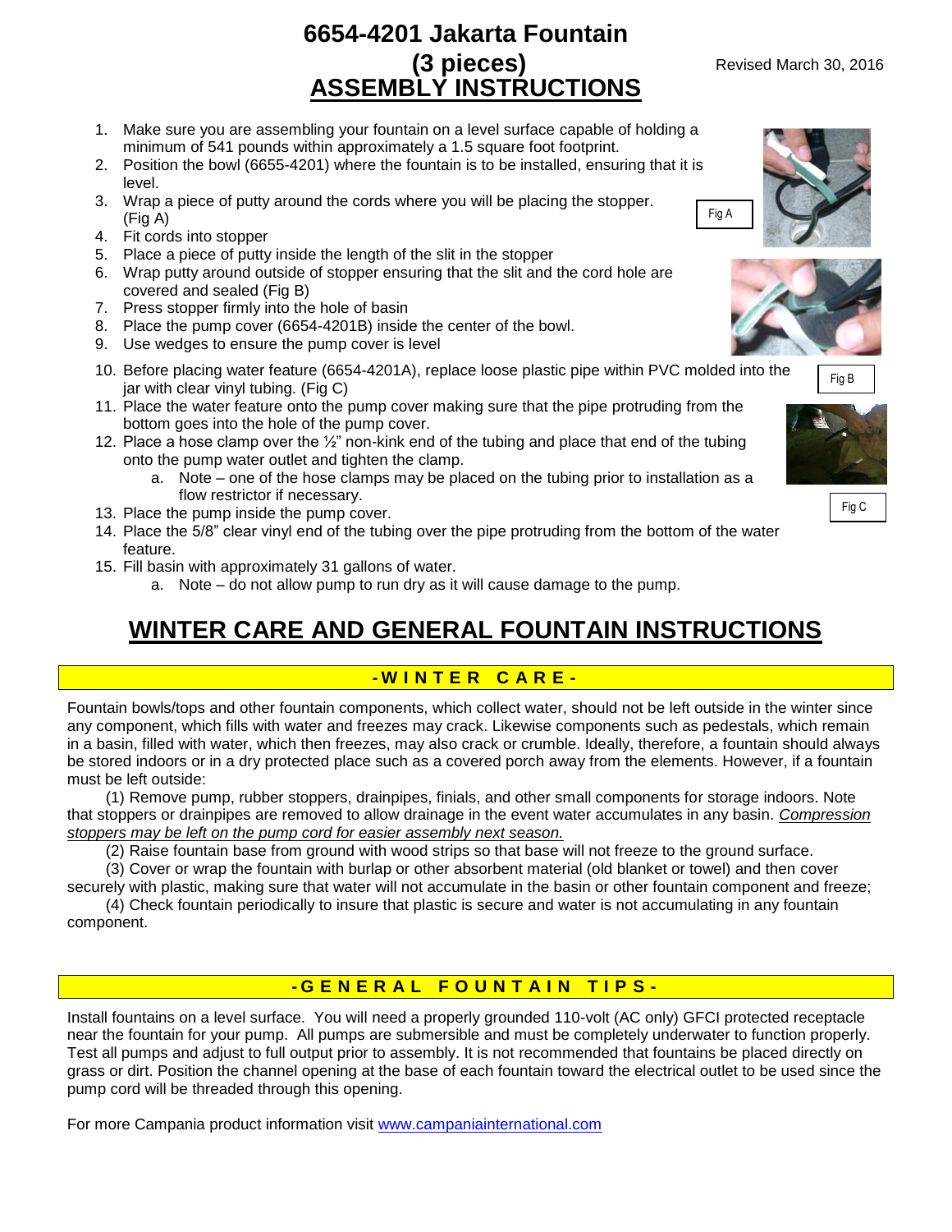# 6654-4201 Jakarta Fountain (3 pieces)

Revised March 30, 2016

## ASSEMBLY INSTRUCTIONS

1. Make sure you are assembling your fountain on a level surface capable of holding a minimum of 541 pounds within approximately a 1.5 square foot footprint.
2. Position the bowl (6655-4201) where the fountain is to be installed, ensuring that it is level.
3. Wrap a piece of putty around the cords where you will be placing the stopper. (Fig A)
4. Fit cords into stopper
5. Place a piece of putty inside the length of the slit in the stopper
6. Wrap putty around outside of stopper ensuring that the slit and the cord hole are covered and sealed (Fig B)
7. Press stopper firmly into the hole of basin
8. Place the pump cover (6654-4201B) inside the center of the bowl.
9. Use wedges to ensure the pump cover is level
10. Before placing water feature (6654-4201A), replace loose plastic pipe within PVC molded into the jar with clear vinyl tubing. (Fig C)
11. Place the water feature onto the pump cover making sure that the pipe protruding from the bottom goes into the hole of the pump cover.
12. Place a hose clamp over the ½" non-kink end of the tubing and place that end of the tubing onto the pump water outlet and tighten the clamp.
    a. Note – one of the hose clamps may be placed on the tubing prior to installation as a flow restrictor if necessary.
13. Place the pump inside the pump cover.
14. Place the 5/8" clear vinyl end of the tubing over the pipe protruding from the bottom of the water feature.
15. Fill basin with approximately 31 gallons of water.
    a. Note – do not allow pump to run dry as it will cause damage to the pump.

Fig A

Fig B

Fig C

## WINTER CARE AND GENERAL FOUNTAIN INSTRUCTIONS

### -WINTER CARE-

Fountain bowls/tops and other fountain components, which collect water, should not be left outside in the winter since any component, which fills with water and freezes may crack. Likewise components such as pedestals, which remain in a basin, filled with water, which then freezes, may also crack or crumble. Ideally, therefore, a fountain should always be stored indoors or in a dry protected place such as a covered porch away from the elements. However, if a fountain must be left outside:

(1) Remove pump, rubber stoppers, drainpipes, finials, and other small components for storage indoors. Note that stoppers or drainpipes are removed to allow drainage in the event water accumulates in any basin. *Compression stoppers may be left on the pump cord for easier assembly next season.*

(2) Raise fountain base from ground with wood strips so that base will not freeze to the ground surface.

(3) Cover or wrap the fountain with burlap or other absorbent material (old blanket or towel) and then cover securely with plastic, making sure that water will not accumulate in the basin or other fountain component and freeze;

(4) Check fountain periodically to insure that plastic is secure and water is not accumulating in any fountain component.

### -GENERAL FOUNTAIN TIPS-

Install fountains on a level surface. You will need a properly grounded 110-volt (AC only) GFCI protected receptacle near the fountain for your pump. All pumps are submersible and must be completely underwater to function properly. Test all pumps and adjust to full output prior to assembly. It is not recommended that fountains be placed directly on grass or dirt. Position the channel opening at the base of each fountain toward the electrical outlet to be used since the pump cord will be threaded through this opening.

For more Campania product information visit www.campaniainternational.com